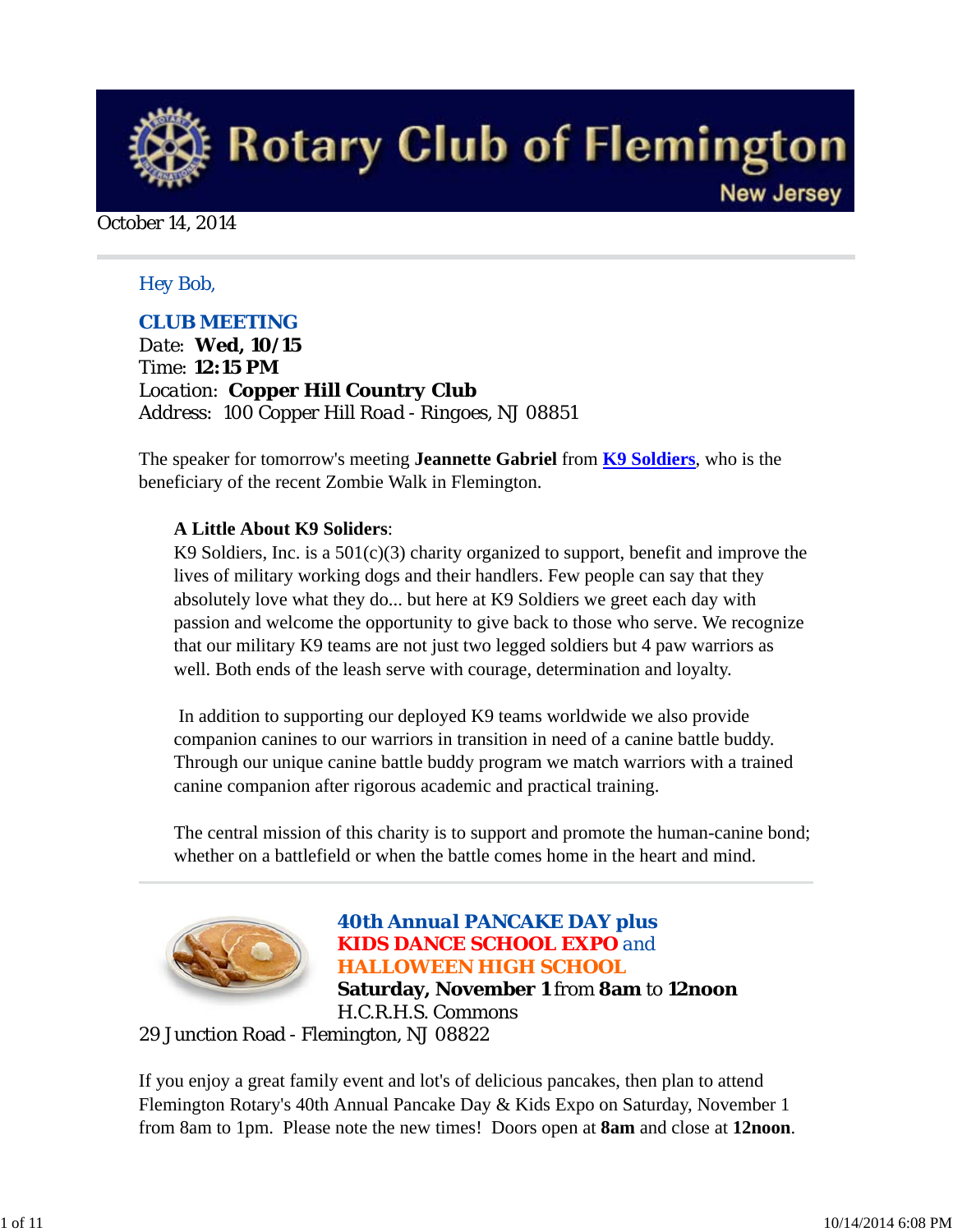# Rotary Club of Flemington

New Jersey

October 14, 2014

Hey Bob,

## CLUB MEETING

Date: **Wed, 10/15**
Time: **12:15 PM**
Location: **Copper Hill Country Club**
Address: 100 Copper Hill Road - Ringoes, NJ 08851

The speaker for tomorrow's meeting **Jeannette Gabriel** from **K9 Soldiers**, who is the beneficiary of the recent Zombie Walk in Flemington.

**A Little About K9 Soliders**:
K9 Soldiers, Inc. is a 501(c)(3) charity organized to support, benefit and improve the lives of military working dogs and their handlers. Few people can say that they absolutely love what they do... but here at K9 Soldiers we greet each day with passion and welcome the opportunity to give back to those who serve. We recognize that our military K9 teams are not just two legged soldiers but 4 paw warriors as well. Both ends of the leash serve with courage, determination and loyalty.

In addition to supporting our deployed K9 teams worldwide we also provide companion canines to our warriors in transition in need of a canine battle buddy. Through our unique canine battle buddy program we match warriors with a trained canine companion after rigorous academic and practical training.

The central mission of this charity is to support and promote the human-canine bond; whether on a battlefield or when the battle comes home in the heart and mind.

---

## 40th Annual PANCAKE DAY plus KIDS DANCE SCHOOL EXPO and HALLOWEEN HIGH SCHOOL

**Saturday, November 1** from **8am** to **12noon**
H.C.R.H.S. Commons
29 Junction Road - Flemington, NJ 08822

If you enjoy a great family event and lot's of delicious pancakes, then plan to attend Flemington Rotary's 40th Annual Pancake Day & Kids Expo on Saturday, November 1 from 8am to 1pm. Please note the new times! Doors open at **8am** and close at **12noon**.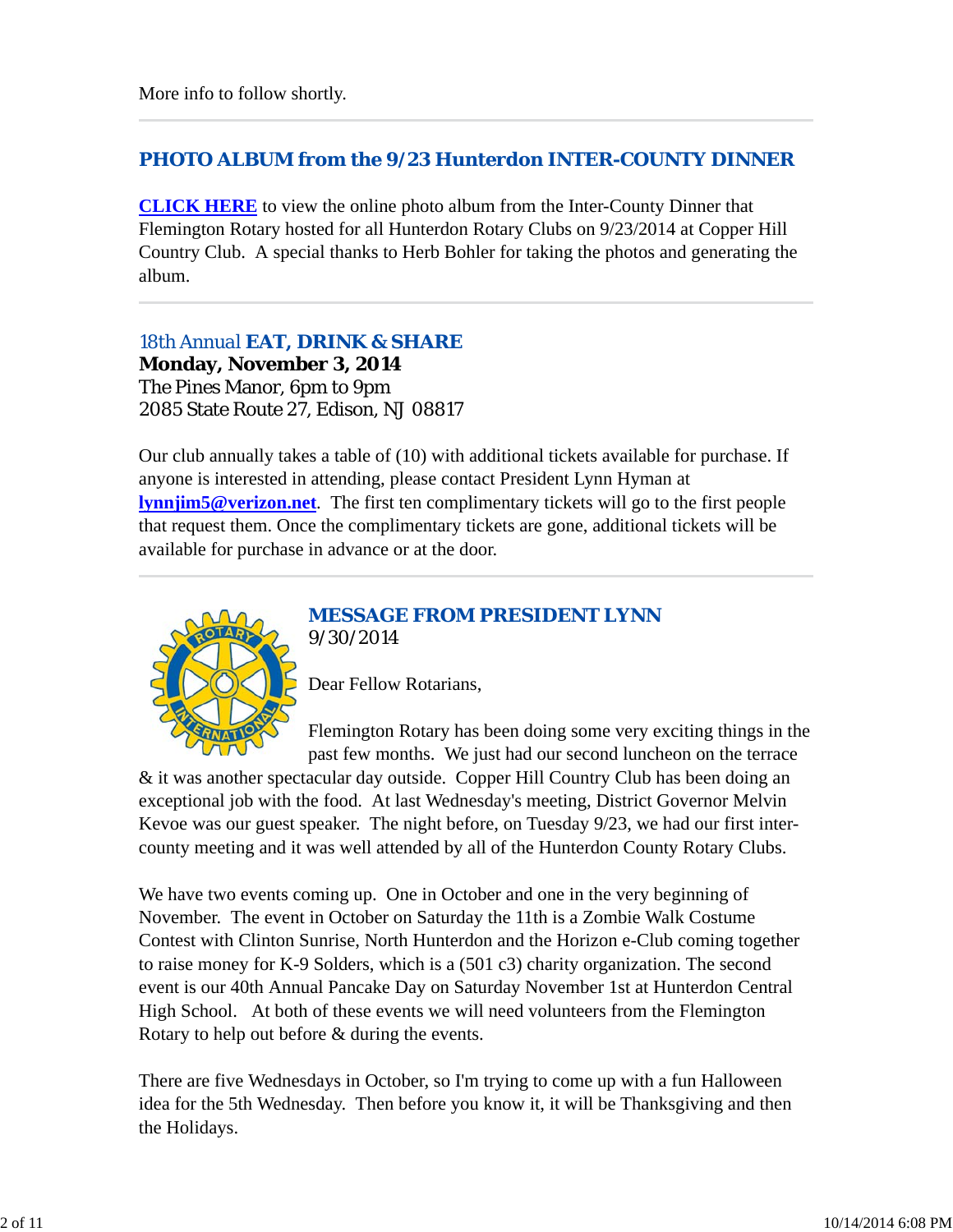More info to follow shortly.

---

## PHOTO ALBUM from the 9/23 Hunterdon INTER-COUNTY DINNER

**CLICK HERE** to view the online photo album from the Inter-County Dinner that Flemington Rotary hosted for all Hunterdon Rotary Clubs on 9/23/2014 at Copper Hill Country Club. A special thanks to Herb Bohler for taking the photos and generating the album.

---

## 18th Annual **EAT, DRINK & SHARE**

**Monday, November 3, 2014**
The Pines Manor, 6pm to 9pm
2085 State Route 27, Edison, NJ 08817

Our club annually takes a table of (10) with additional tickets available for purchase. If anyone is interested in attending, please contact President Lynn Hyman at **lynnjim5@verizon.net**. The first ten complimentary tickets will go to the first people that request them. Once the complimentary tickets are gone, additional tickets will be available for purchase in advance or at the door.

---

## MESSAGE FROM PRESIDENT LYNN

9/30/2014

Dear Fellow Rotarians,

Flemington Rotary has been doing some very exciting things in the past few months. We just had our second luncheon on the terrace & it was another spectacular day outside. Copper Hill Country Club has been doing an exceptional job with the food. At last Wednesday's meeting, District Governor Melvin Kevoe was our guest speaker. The night before, on Tuesday 9/23, we had our first inter-county meeting and it was well attended by all of the Hunterdon County Rotary Clubs.

We have two events coming up. One in October and one in the very beginning of November. The event in October on Saturday the 11th is a Zombie Walk Costume Contest with Clinton Sunrise, North Hunterdon and the Horizon e-Club coming together to raise money for K-9 Solders, which is a (501 c3) charity organization. The second event is our 40th Annual Pancake Day on Saturday November 1st at Hunterdon Central High School. At both of these events we will need volunteers from the Flemington Rotary to help out before & during the events.

There are five Wednesdays in October, so I'm trying to come up with a fun Halloween idea for the 5th Wednesday. Then before you know it, it will be Thanksgiving and then the Holidays.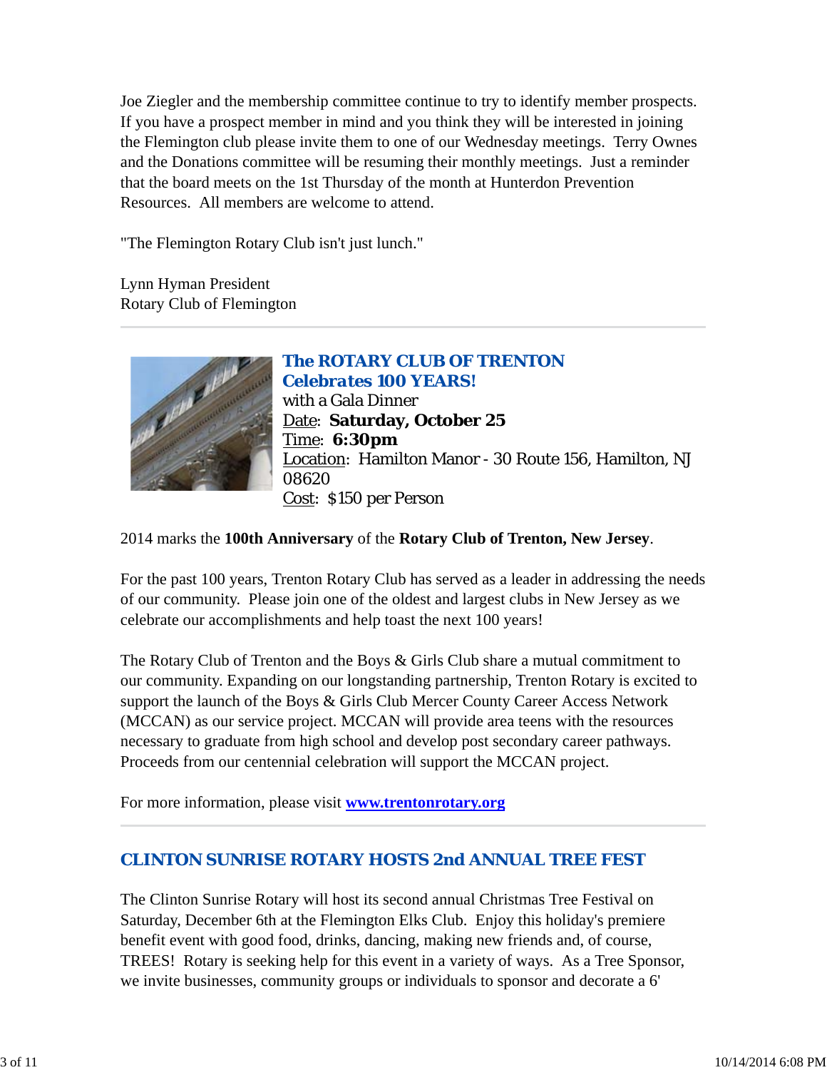Joe Ziegler and the membership committee continue to try to identify member prospects. If you have a prospect member in mind and you think they will be interested in joining the Flemington club please invite them to one of our Wednesday meetings. Terry Ownes and the Donations committee will be resuming their monthly meetings. Just a reminder that the board meets on the 1st Thursday of the month at Hunterdon Prevention Resources. All members are welcome to attend.

"The Flemington Rotary Club isn't just lunch."

Lynn Hyman President
Rotary Club of Flemington

---

## *The ROTARY CLUB OF TRENTON Celebrates 100 YEARS!*

with a Gala Dinner
Date: **Saturday, October 25**
Time: **6:30pm**
Location: Hamilton Manor - 30 Route 156, Hamilton, NJ 08620
Cost: $150 per Person

2014 marks the **100th Anniversary** of the **Rotary Club of Trenton, New Jersey**.

For the past 100 years, Trenton Rotary Club has served as a leader in addressing the needs of our community. Please join one of the oldest and largest clubs in New Jersey as we celebrate our accomplishments and help toast the next 100 years!

The Rotary Club of Trenton and the Boys & Girls Club share a mutual commitment to our community. Expanding on our longstanding partnership, Trenton Rotary is excited to support the launch of the Boys & Girls Club Mercer County Career Access Network (MCCAN) as our service project. MCCAN will provide area teens with the resources necessary to graduate from high school and develop post secondary career pathways. Proceeds from our centennial celebration will support the MCCAN project.

For more information, please visit **www.trentonrotary.org**

---

## CLINTON SUNRISE ROTARY HOSTS 2nd ANNUAL TREE FEST

The Clinton Sunrise Rotary will host its second annual Christmas Tree Festival on Saturday, December 6th at the Flemington Elks Club. Enjoy this holiday's premiere benefit event with good food, drinks, dancing, making new friends and, of course, TREES! Rotary is seeking help for this event in a variety of ways. As a Tree Sponsor, we invite businesses, community groups or individuals to sponsor and decorate a 6'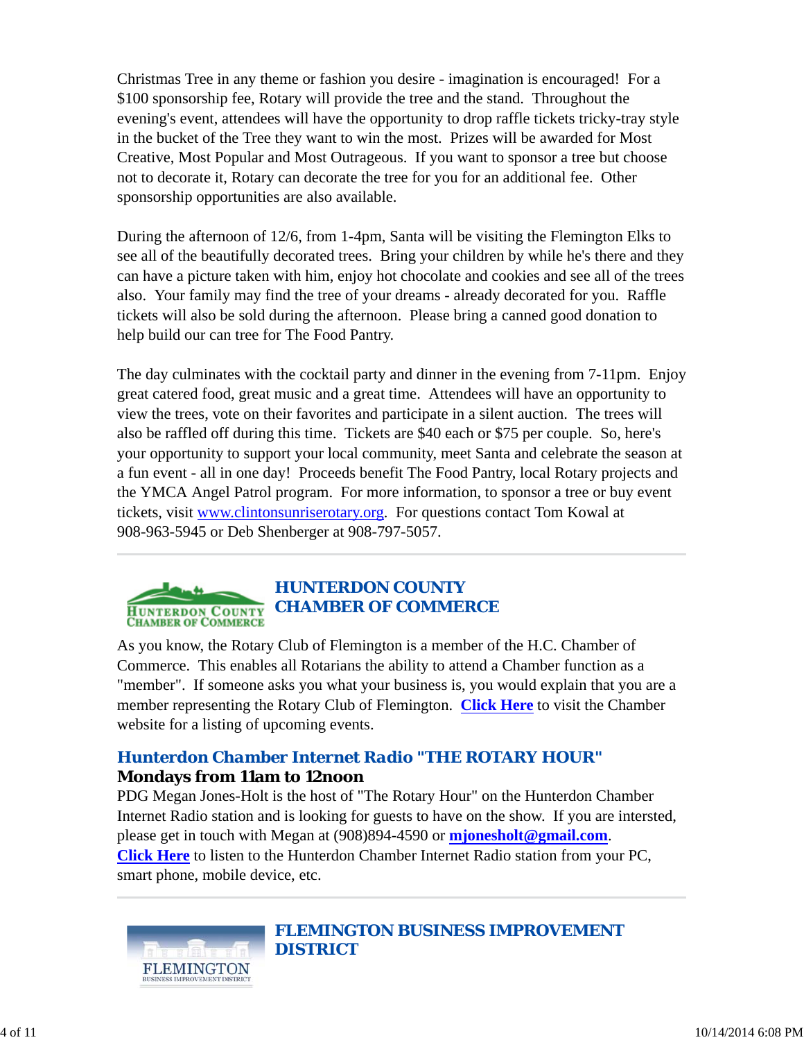Christmas Tree in any theme or fashion you desire - imagination is encouraged! For a $100 sponsorship fee, Rotary will provide the tree and the stand. Throughout the evening's event, attendees will have the opportunity to drop raffle tickets tricky-tray style in the bucket of the Tree they want to win the most. Prizes will be awarded for Most Creative, Most Popular and Most Outrageous. If you want to sponsor a tree but choose not to decorate it, Rotary can decorate the tree for you for an additional fee. Other sponsorship opportunities are also available.

During the afternoon of 12/6, from 1-4pm, Santa will be visiting the Flemington Elks to see all of the beautifully decorated trees. Bring your children by while he's there and they can have a picture taken with him, enjoy hot chocolate and cookies and see all of the trees also. Your family may find the tree of your dreams - already decorated for you. Raffle tickets will also be sold during the afternoon. Please bring a canned good donation to help build our can tree for The Food Pantry.

The day culminates with the cocktail party and dinner in the evening from 7-11pm. Enjoy great catered food, great music and a great time. Attendees will have an opportunity to view the trees, vote on their favorites and participate in a silent auction. The trees will also be raffled off during this time. Tickets are $40 each or $75 per couple. So, here's your opportunity to support your local community, meet Santa and celebrate the season at a fun event - all in one day! Proceeds benefit The Food Pantry, local Rotary projects and the YMCA Angel Patrol program. For more information, to sponsor a tree or buy event tickets, visit www.clintonsunriserotary.org. For questions contact Tom Kowal at 908-963-5945 or Deb Shenberger at 908-797-5057.

---

## HUNTERDON COUNTY CHAMBER OF COMMERCE

As you know, the Rotary Club of Flemington is a member of the H.C. Chamber of Commerce. This enables all Rotarians the ability to attend a Chamber function as a "member". If someone asks you what your business is, you would explain that you are a member representing the Rotary Club of Flemington. **Click Here** to visit the Chamber website for a listing of upcoming events.

### Hunterdon Chamber Internet Radio "THE ROTARY HOUR"

**Mondays from 11am to 12noon**

PDG Megan Jones-Holt is the host of "The Rotary Hour" on the Hunterdon Chamber Internet Radio station and is looking for guests to have on the show. If you are intersted, please get in touch with Megan at (908)894-4590 or **mjonesholt@gmail.com**. **Click Here** to listen to the Hunterdon Chamber Internet Radio station from your PC, smart phone, mobile device, etc.

---

## FLEMINGTON BUSINESS IMPROVEMENT DISTRICT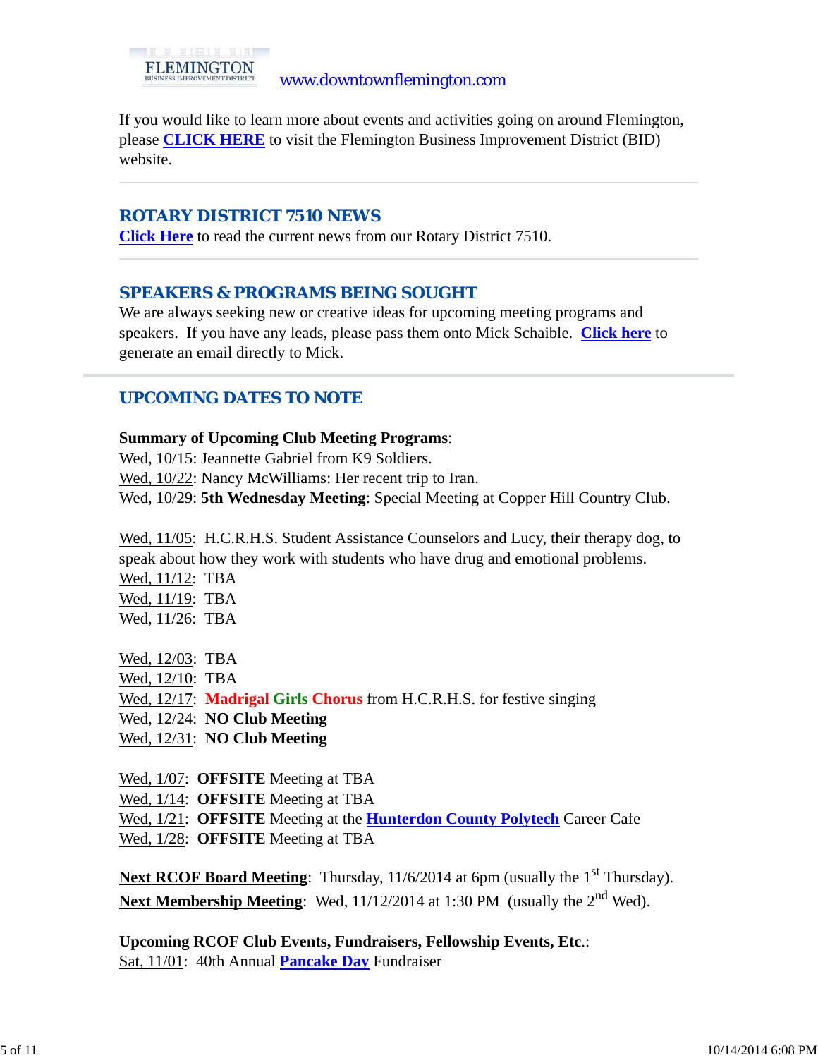FLEMINGTON BUSINESS IMPROVEMENT DISTRICT www.downtownflemington.com

If you would like to learn more about events and activities going on around Flemington, please **CLICK HERE** to visit the Flemington Business Improvement District (BID) website.

---

## ROTARY DISTRICT 7510 NEWS

**Click Here** to read the current news from our Rotary District 7510.

---

## SPEAKERS & PROGRAMS BEING SOUGHT

We are always seeking new or creative ideas for upcoming meeting programs and speakers. If you have any leads, please pass them onto Mick Schaible. **Click here** to generate an email directly to Mick.

---

## UPCOMING DATES TO NOTE

**Summary of Upcoming Club Meeting Programs**:

Wed, 10/15: Jeannette Gabriel from K9 Soldiers.
Wed, 10/22: Nancy McWilliams: Her recent trip to Iran.
Wed, 10/29: **5th Wednesday Meeting**: Special Meeting at Copper Hill Country Club.

Wed, 11/05: H.C.R.H.S. Student Assistance Counselors and Lucy, their therapy dog, to speak about how they work with students who have drug and emotional problems.
Wed, 11/12: TBA
Wed, 11/19: TBA
Wed, 11/26: TBA

Wed, 12/03: TBA
Wed, 12/10: TBA
Wed, 12/17: **Madrigal Girls Chorus** from H.C.R.H.S. for festive singing
Wed, 12/24: **NO Club Meeting**
Wed, 12/31: **NO Club Meeting**

Wed, 1/07: **OFFSITE** Meeting at TBA
Wed, 1/14: **OFFSITE** Meeting at TBA
Wed, 1/21: **OFFSITE** Meeting at the **Hunterdon County Polytech** Career Cafe
Wed, 1/28: **OFFSITE** Meeting at TBA

**Next RCOF Board Meeting**: Thursday, 11/6/2014 at 6pm (usually the 1st Thursday).
**Next Membership Meeting**: Wed, 11/12/2014 at 1:30 PM (usually the 2nd Wed).

**Upcoming RCOF Club Events, Fundraisers, Fellowship Events, Etc**.:
Sat, 11/01: 40th Annual **Pancake Day** Fundraiser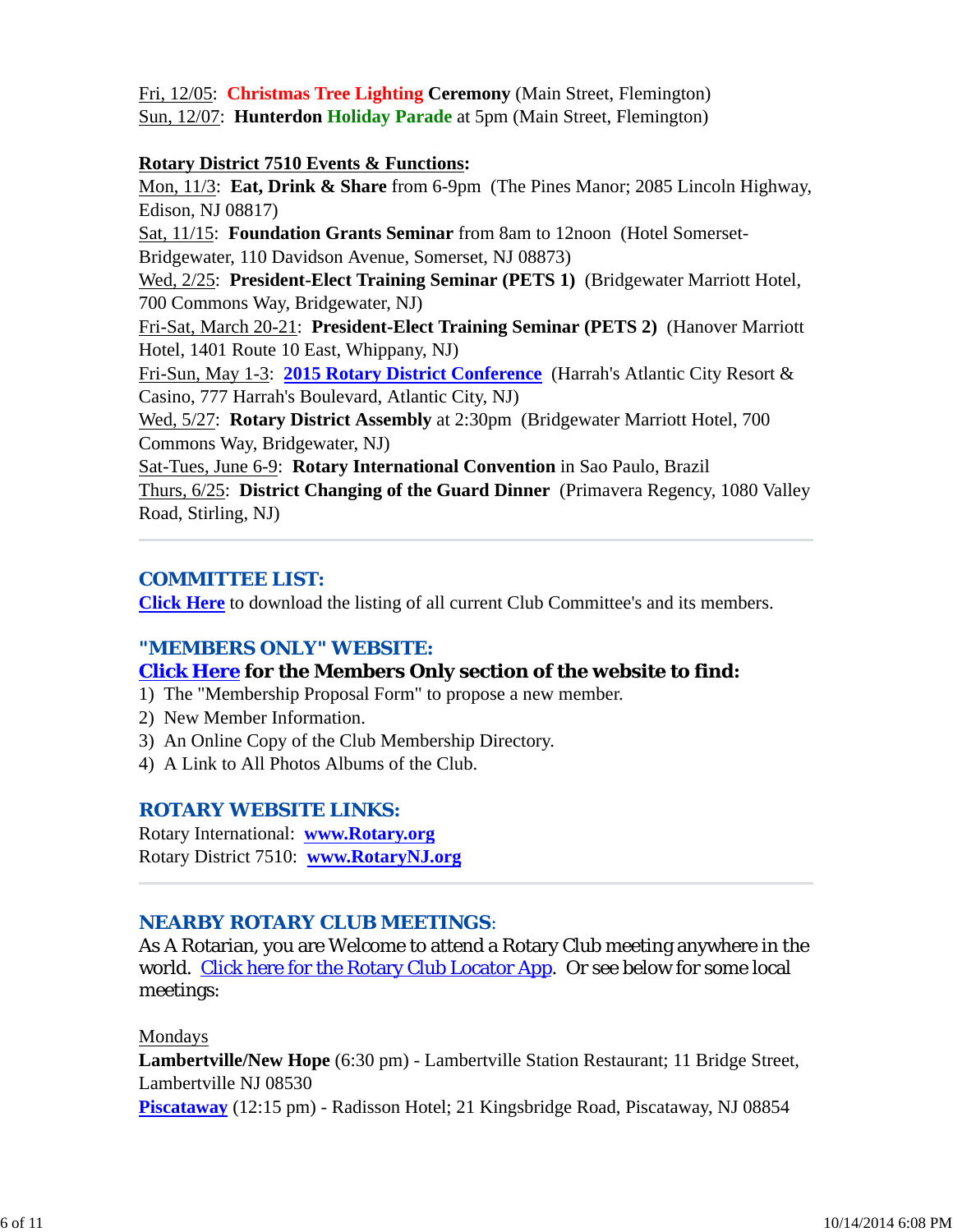Fri, 12/05: **Christmas Tree Lighting Ceremony** (Main Street, Flemington)
Sun, 12/07: **Hunterdon Holiday Parade** at 5pm (Main Street, Flemington)

**Rotary District 7510 Events & Functions:**
Mon, 11/3: **Eat, Drink & Share** from 6-9pm (The Pines Manor; 2085 Lincoln Highway, Edison, NJ 08817)
Sat, 11/15: **Foundation Grants Seminar** from 8am to 12noon (Hotel Somerset-Bridgewater, 110 Davidson Avenue, Somerset, NJ 08873)
Wed, 2/25: **President-Elect Training Seminar (PETS 1)** (Bridgewater Marriott Hotel, 700 Commons Way, Bridgewater, NJ)
Fri-Sat, March 20-21: **President-Elect Training Seminar (PETS 2)** (Hanover Marriott Hotel, 1401 Route 10 East, Whippany, NJ)
Fri-Sun, May 1-3: **2015 Rotary District Conference** (Harrah's Atlantic City Resort & Casino, 777 Harrah's Boulevard, Atlantic City, NJ)
Wed, 5/27: **Rotary District Assembly** at 2:30pm (Bridgewater Marriott Hotel, 700 Commons Way, Bridgewater, NJ)
Sat-Tues, June 6-9: **Rotary International Convention** in Sao Paulo, Brazil
Thurs, 6/25: **District Changing of the Guard Dinner** (Primavera Regency, 1080 Valley Road, Stirling, NJ)

---

## COMMITTEE LIST:

**Click Here** to download the listing of all current Club Committee's and its members.

## "MEMBERS ONLY" WEBSITE:

**Click Here for the Members Only section of the website to find:**

1) The "Membership Proposal Form" to propose a new member.
2) New Member Information.
3) An Online Copy of the Club Membership Directory.
4) A Link to All Photos Albums of the Club.

## ROTARY WEBSITE LINKS:

Rotary International: **www.Rotary.org**
Rotary District 7510: **www.RotaryNJ.org**

---

## NEARBY ROTARY CLUB MEETINGS:

As A Rotarian, you are Welcome to attend a Rotary Club meeting anywhere in the world. Click here for the Rotary Club Locator App. Or see below for some local meetings:

Mondays
**Lambertville/New Hope** (6:30 pm) - Lambertville Station Restaurant; 11 Bridge Street, Lambertville NJ 08530
**Piscataway** (12:15 pm) - Radisson Hotel; 21 Kingsbridge Road, Piscataway, NJ 08854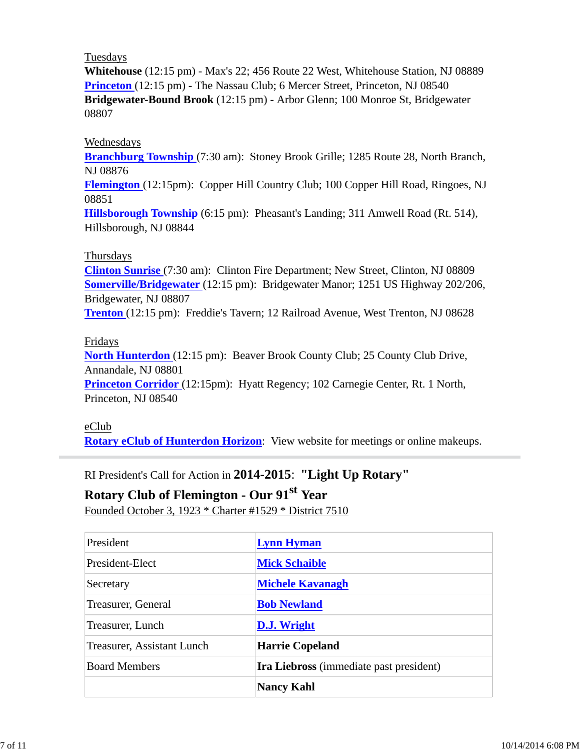Tuesdays

**Whitehouse** (12:15 pm) - Max's 22; 456 Route 22 West, Whitehouse Station, NJ 08889
**Princeton** (12:15 pm) - The Nassau Club; 6 Mercer Street, Princeton, NJ 08540
**Bridgewater-Bound Brook** (12:15 pm) - Arbor Glenn; 100 Monroe St, Bridgewater 08807

Wednesdays

**Branchburg Township** (7:30 am): Stoney Brook Grille; 1285 Route 28, North Branch, NJ 08876
**Flemington** (12:15pm): Copper Hill Country Club; 100 Copper Hill Road, Ringoes, NJ 08851
**Hillsborough Township** (6:15 pm): Pheasant's Landing; 311 Amwell Road (Rt. 514), Hillsborough, NJ 08844

Thursdays

**Clinton Sunrise** (7:30 am): Clinton Fire Department; New Street, Clinton, NJ 08809
**Somerville/Bridgewater** (12:15 pm): Bridgewater Manor; 1251 US Highway 202/206, Bridgewater, NJ 08807
**Trenton** (12:15 pm): Freddie's Tavern; 12 Railroad Avenue, West Trenton, NJ 08628

Fridays

**North Hunterdon** (12:15 pm): Beaver Brook County Club; 25 County Club Drive, Annandale, NJ 08801
**Princeton Corridor** (12:15pm): Hyatt Regency; 102 Carnegie Center, Rt. 1 North, Princeton, NJ 08540

eClub

**Rotary eClub of Hunterdon Horizon**: View website for meetings or online makeups.

---

RI President's Call for Action in **2014-2015**: **"Light Up Rotary"**

**Rotary Club of Flemington - Our 91st Year**

Founded October 3, 1923 * Charter #1529 * District 7510

| | |
|---|---|
| President | **Lynn Hyman** |
| President-Elect | **Mick Schaible** |
| Secretary | **Michele Kavanagh** |
| Treasurer, General | **Bob Newland** |
| Treasurer, Lunch | **D.J. Wright** |
| Treasurer, Assistant Lunch | **Harrie Copeland** |
| Board Members | **Ira Liebross** (immediate past president) |
| | **Nancy Kahl** |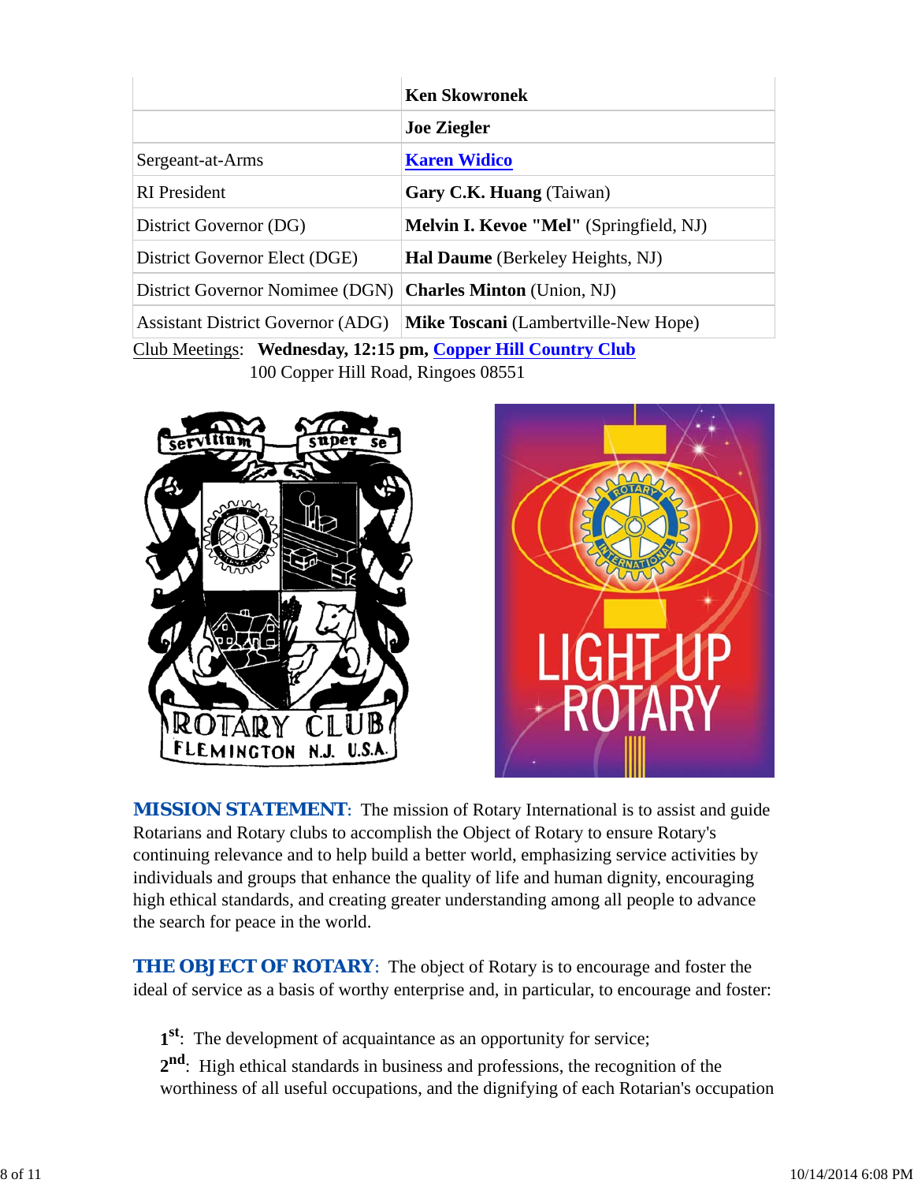| | |
|---|---|
| | **Ken Skowronek** |
| | **Joe Ziegler** |
| Sergeant-at-Arms | **Karen Widico** |
| RI President | **Gary C.K. Huang** (Taiwan) |
| District Governor (DG) | **Melvin I. Kevoe "Mel"** (Springfield, NJ) |
| District Governor Elect (DGE) | **Hal Daume** (Berkeley Heights, NJ) |
| District Governor Nomimee (DGN) | **Charles Minton** (Union, NJ) |
| Assistant District Governor (ADG) | **Mike Toscani** (Lambertville-New Hope) |

Club Meetings: **Wednesday, 12:15 pm, Copper Hill Country Club**
100 Copper Hill Road, Ringoes 08551

**MISSION STATEMENT**: The mission of Rotary International is to assist and guide Rotarians and Rotary clubs to accomplish the Object of Rotary to ensure Rotary's continuing relevance and to help build a better world, emphasizing service activities by individuals and groups that enhance the quality of life and human dignity, encouraging high ethical standards, and creating greater understanding among all people to advance the search for peace in the world.

**THE OBJECT OF ROTARY**: The object of Rotary is to encourage and foster the ideal of service as a basis of worthy enterprise and, in particular, to encourage and foster:

**1st**: The development of acquaintance as an opportunity for service;

**2nd**: High ethical standards in business and professions, the recognition of the worthiness of all useful occupations, and the dignifying of each Rotarian's occupation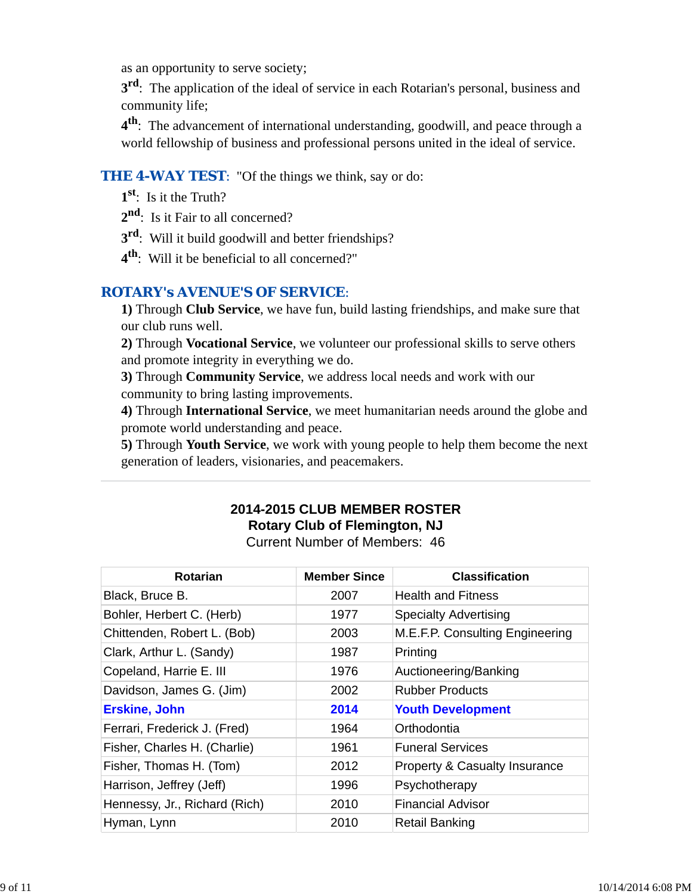as an opportunity to serve society;

**3rd**: The application of the ideal of service in each Rotarian's personal, business and community life;

**4th**: The advancement of international understanding, goodwill, and peace through a world fellowship of business and professional persons united in the ideal of service.

**THE 4-WAY TEST**: "Of the things we think, say or do:

**1st**: Is it the Truth?

**2nd**: Is it Fair to all concerned?

**3rd**: Will it build goodwill and better friendships?

**4th**: Will it be beneficial to all concerned?"

**ROTARY's AVENUE'S OF SERVICE**:

**1)** Through **Club Service**, we have fun, build lasting friendships, and make sure that our club runs well.

**2)** Through **Vocational Service**, we volunteer our professional skills to serve others and promote integrity in everything we do.

**3)** Through **Community Service**, we address local needs and work with our community to bring lasting improvements.

**4)** Through **International Service**, we meet humanitarian needs around the globe and promote world understanding and peace.

**5)** Through **Youth Service**, we work with young people to help them become the next generation of leaders, visionaries, and peacemakers.

---

**2014-2015 CLUB MEMBER ROSTER**
**Rotary Club of Flemington, NJ**
Current Number of Members: 46

| Rotarian | Member Since | Classification |
|---|---|---|
| Black, Bruce B. | 2007 | Health and Fitness |
| Bohler, Herbert C. (Herb) | 1977 | Specialty Advertising |
| Chittenden, Robert L. (Bob) | 2003 | M.E.F.P. Consulting Engineering |
| Clark, Arthur L. (Sandy) | 1987 | Printing |
| Copeland, Harrie E. III | 1976 | Auctioneering/Banking |
| Davidson, James G. (Jim) | 2002 | Rubber Products |
| **Erskine, John** | **2014** | **Youth Development** |
| Ferrari, Frederick J. (Fred) | 1964 | Orthodontia |
| Fisher, Charles H. (Charlie) | 1961 | Funeral Services |
| Fisher, Thomas H. (Tom) | 2012 | Property & Casualty Insurance |
| Harrison, Jeffrey (Jeff) | 1996 | Psychotherapy |
| Hennessy, Jr., Richard (Rich) | 2010 | Financial Advisor |
| Hyman, Lynn | 2010 | Retail Banking |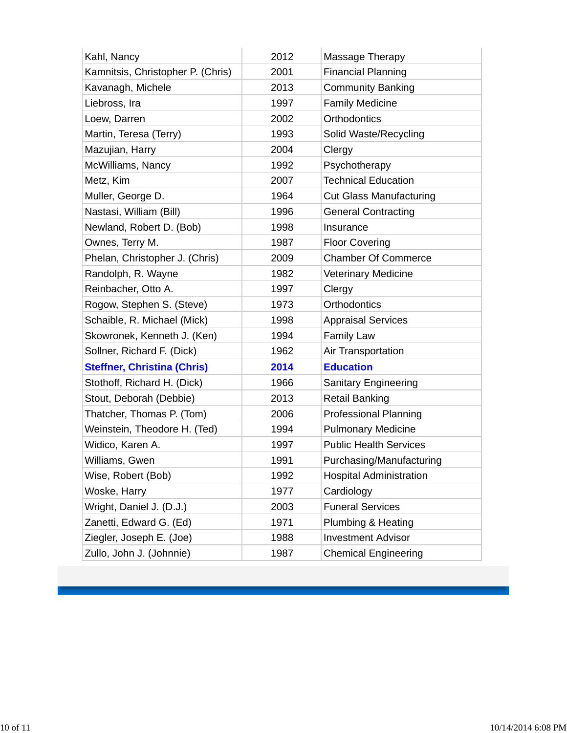| | | |
|---|---|---|
| Kahl, Nancy | 2012 | Massage Therapy |
| Kamnitsis, Christopher P. (Chris) | 2001 | Financial Planning |
| Kavanagh, Michele | 2013 | Community Banking |
| Liebross, Ira | 1997 | Family Medicine |
| Loew, Darren | 2002 | Orthodontics |
| Martin, Teresa (Terry) | 1993 | Solid Waste/Recycling |
| Mazujian, Harry | 2004 | Clergy |
| McWilliams, Nancy | 1992 | Psychotherapy |
| Metz, Kim | 2007 | Technical Education |
| Muller, George D. | 1964 | Cut Glass Manufacturing |
| Nastasi, William (Bill) | 1996 | General Contracting |
| Newland, Robert D. (Bob) | 1998 | Insurance |
| Ownes, Terry M. | 1987 | Floor Covering |
| Phelan, Christopher J. (Chris) | 2009 | Chamber Of Commerce |
| Randolph, R. Wayne | 1982 | Veterinary Medicine |
| Reinbacher, Otto A. | 1997 | Clergy |
| Rogow, Stephen S. (Steve) | 1973 | Orthodontics |
| Schaible, R. Michael (Mick) | 1998 | Appraisal Services |
| Skowronek, Kenneth J. (Ken) | 1994 | Family Law |
| Sollner, Richard F. (Dick) | 1962 | Air Transportation |
| **Steffner, Christina (Chris)** | **2014** | **Education** |
| Stothoff, Richard H. (Dick) | 1966 | Sanitary Engineering |
| Stout, Deborah (Debbie) | 2013 | Retail Banking |
| Thatcher, Thomas P. (Tom) | 2006 | Professional Planning |
| Weinstein, Theodore H. (Ted) | 1994 | Pulmonary Medicine |
| Widico, Karen A. | 1997 | Public Health Services |
| Williams, Gwen | 1991 | Purchasing/Manufacturing |
| Wise, Robert (Bob) | 1992 | Hospital Administration |
| Woske, Harry | 1977 | Cardiology |
| Wright, Daniel J. (D.J.) | 2003 | Funeral Services |
| Zanetti, Edward G. (Ed) | 1971 | Plumbing & Heating |
| Ziegler, Joseph E. (Joe) | 1988 | Investment Advisor |
| Zullo, John J. (Johnnie) | 1987 | Chemical Engineering |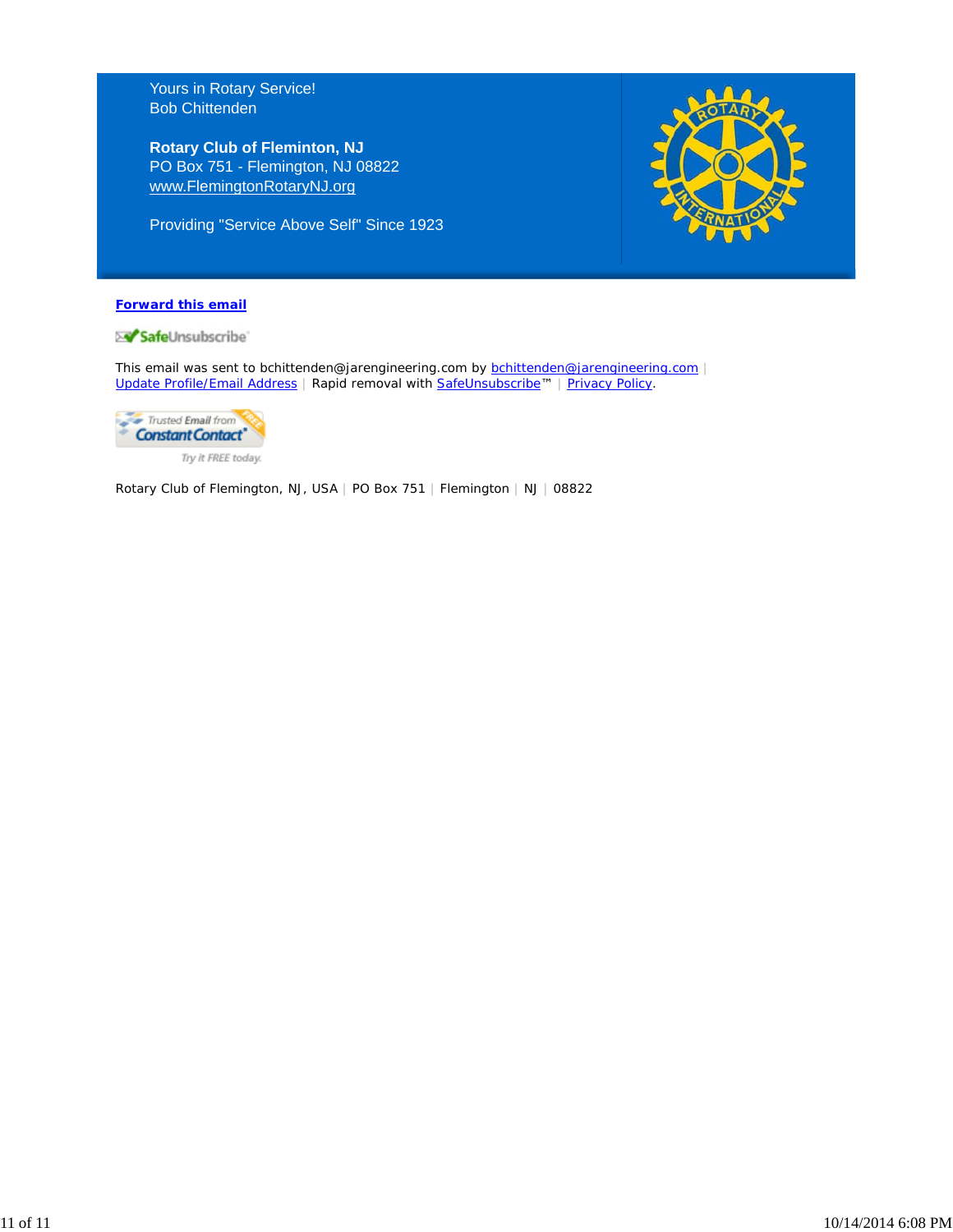Yours in Rotary Service!
Bob Chittenden

**Rotary Club of Fleminton, NJ**
PO Box 751 - Flemington, NJ 08822
www.FlemingtonRotaryNJ.org

Providing "Service Above Self" Since 1923

**Forward this email**

SafeUnsubscribe

This email was sent to bchittenden@jarengineering.com by bchittenden@jarengineering.com | Update Profile/Email Address | Rapid removal with SafeUnsubscribe™ | Privacy Policy.

Trusted Email from Constant Contact
Try it FREE today.

Rotary Club of Flemington, NJ, USA | PO Box 751 | Flemington | NJ | 08822